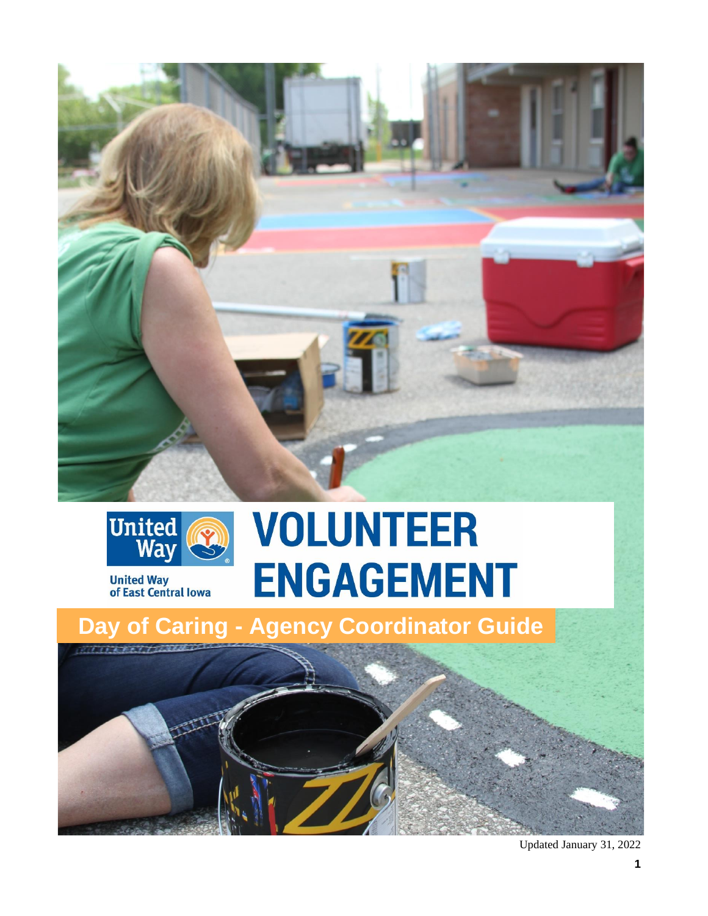United Way of East Central Iowa

# VOLUNTEER ENGAGEMENT

## Day of Caring - Agency Coordinator Guide

Updated January 31, 2022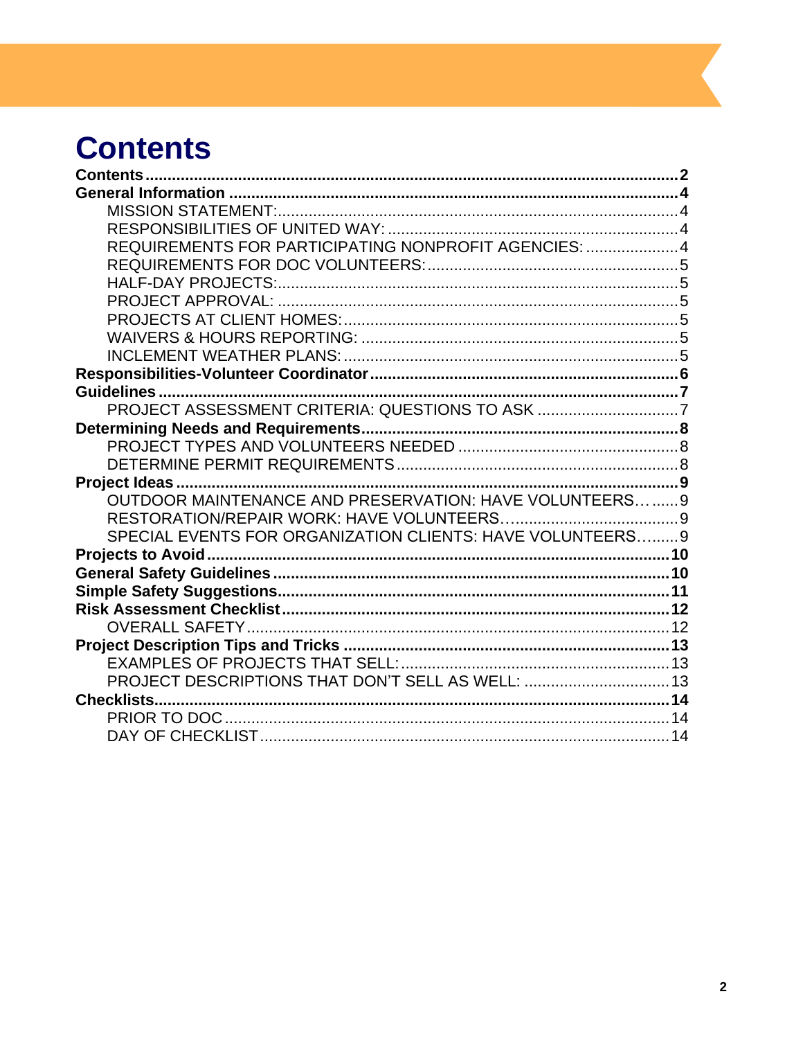# Contents

**Contents** .......... **2**

**General Information** .......... **4**

- MISSION STATEMENT: .......... 4
- RESPONSIBILITIES OF UNITED WAY: .......... 4
- REQUIREMENTS FOR PARTICIPATING NONPROFIT AGENCIES: .......... 4
- REQUIREMENTS FOR DOC VOLUNTEERS: .......... 5
- HALF-DAY PROJECTS: .......... 5
- PROJECT APPROVAL: .......... 5
- PROJECTS AT CLIENT HOMES: .......... 5
- WAIVERS & HOURS REPORTING: .......... 5
- INCLEMENT WEATHER PLANS: .......... 5

**Responsibilities-Volunteer Coordinator** .......... **6**

**Guidelines** .......... **7**

- PROJECT ASSESSMENT CRITERIA: QUESTIONS TO ASK .......... 7

**Determining Needs and Requirements** .......... **8**

- PROJECT TYPES AND VOLUNTEERS NEEDED .......... 8
- DETERMINE PERMIT REQUIREMENTS .......... 8

**Project Ideas** .......... **9**

- OUTDOOR MAINTENANCE AND PRESERVATION: HAVE VOLUNTEERS… .......... 9
- RESTORATION/REPAIR WORK: HAVE VOLUNTEERS… .......... 9
- SPECIAL EVENTS FOR ORGANIZATION CLIENTS: HAVE VOLUNTEERS… .......... 9

**Projects to Avoid** .......... **10**

**General Safety Guidelines** .......... **10**

**Simple Safety Suggestions** .......... **11**

**Risk Assessment Checklist** .......... **12**

- OVERALL SAFETY .......... 12

**Project Description Tips and Tricks** .......... **13**

- EXAMPLES OF PROJECTS THAT SELL: .......... 13
- PROJECT DESCRIPTIONS THAT DON'T SELL AS WELL: .......... 13

**Checklists** .......... **14**

- PRIOR TO DOC .......... 14
- DAY OF CHECKLIST .......... 14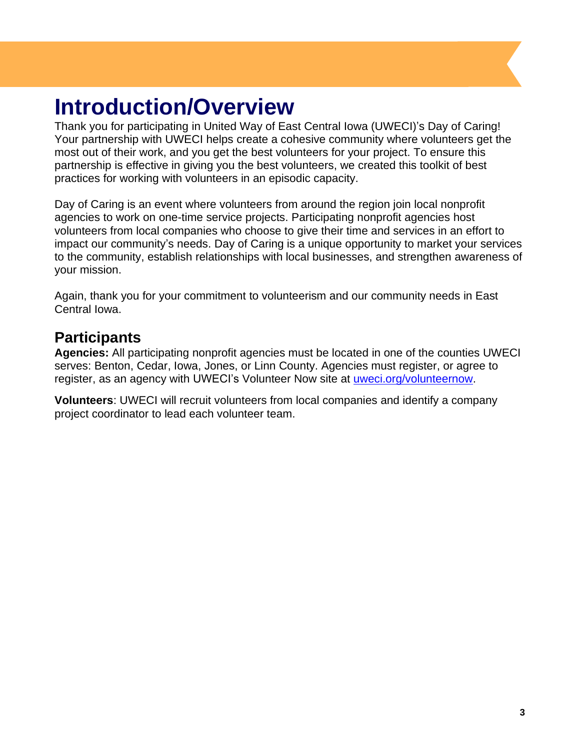# Introduction/Overview

Thank you for participating in United Way of East Central Iowa (UWECI)'s Day of Caring! Your partnership with UWECI helps create a cohesive community where volunteers get the most out of their work, and you get the best volunteers for your project. To ensure this partnership is effective in giving you the best volunteers, we created this toolkit of best practices for working with volunteers in an episodic capacity.

Day of Caring is an event where volunteers from around the region join local nonprofit agencies to work on one-time service projects. Participating nonprofit agencies host volunteers from local companies who choose to give their time and services in an effort to impact our community's needs. Day of Caring is a unique opportunity to market your services to the community, establish relationships with local businesses, and strengthen awareness of your mission.

Again, thank you for your commitment to volunteerism and our community needs in East Central Iowa.

## Participants

**Agencies:** All participating nonprofit agencies must be located in one of the counties UWECI serves: Benton, Cedar, Iowa, Jones, or Linn County. Agencies must register, or agree to register, as an agency with UWECI's Volunteer Now site at [uweci.org/volunteernow](uweci.org/volunteernow).

**Volunteers**: UWECI will recruit volunteers from local companies and identify a company project coordinator to lead each volunteer team.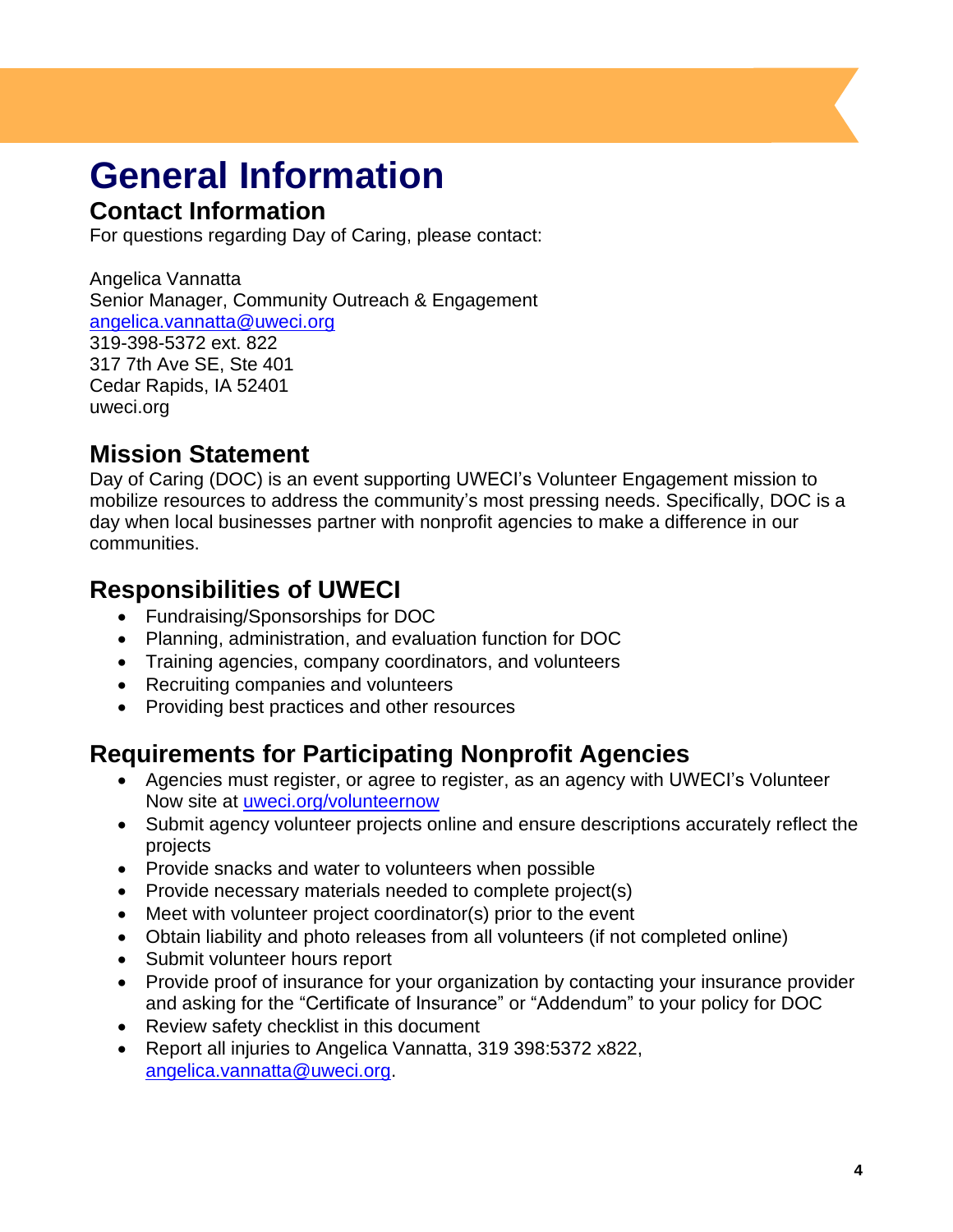# General Information

## Contact Information

For questions regarding Day of Caring, please contact:

Angelica Vannatta
Senior Manager, Community Outreach & Engagement
angelica.vannatta@uweci.org
319-398-5372 ext. 822
317 7th Ave SE, Ste 401
Cedar Rapids, IA 52401
uweci.org

## Mission Statement

Day of Caring (DOC) is an event supporting UWECI's Volunteer Engagement mission to mobilize resources to address the community's most pressing needs. Specifically, DOC is a day when local businesses partner with nonprofit agencies to make a difference in our communities.

## Responsibilities of UWECI

- Fundraising/Sponsorships for DOC
- Planning, administration, and evaluation function for DOC
- Training agencies, company coordinators, and volunteers
- Recruiting companies and volunteers
- Providing best practices and other resources

## Requirements for Participating Nonprofit Agencies

- Agencies must register, or agree to register, as an agency with UWECI's Volunteer Now site at uweci.org/volunteernow
- Submit agency volunteer projects online and ensure descriptions accurately reflect the projects
- Provide snacks and water to volunteers when possible
- Provide necessary materials needed to complete project(s)
- Meet with volunteer project coordinator(s) prior to the event
- Obtain liability and photo releases from all volunteers (if not completed online)
- Submit volunteer hours report
- Provide proof of insurance for your organization by contacting your insurance provider and asking for the "Certificate of Insurance" or "Addendum" to your policy for DOC
- Review safety checklist in this document
- Report all injuries to Angelica Vannatta, 319 398:5372 x822, angelica.vannatta@uweci.org.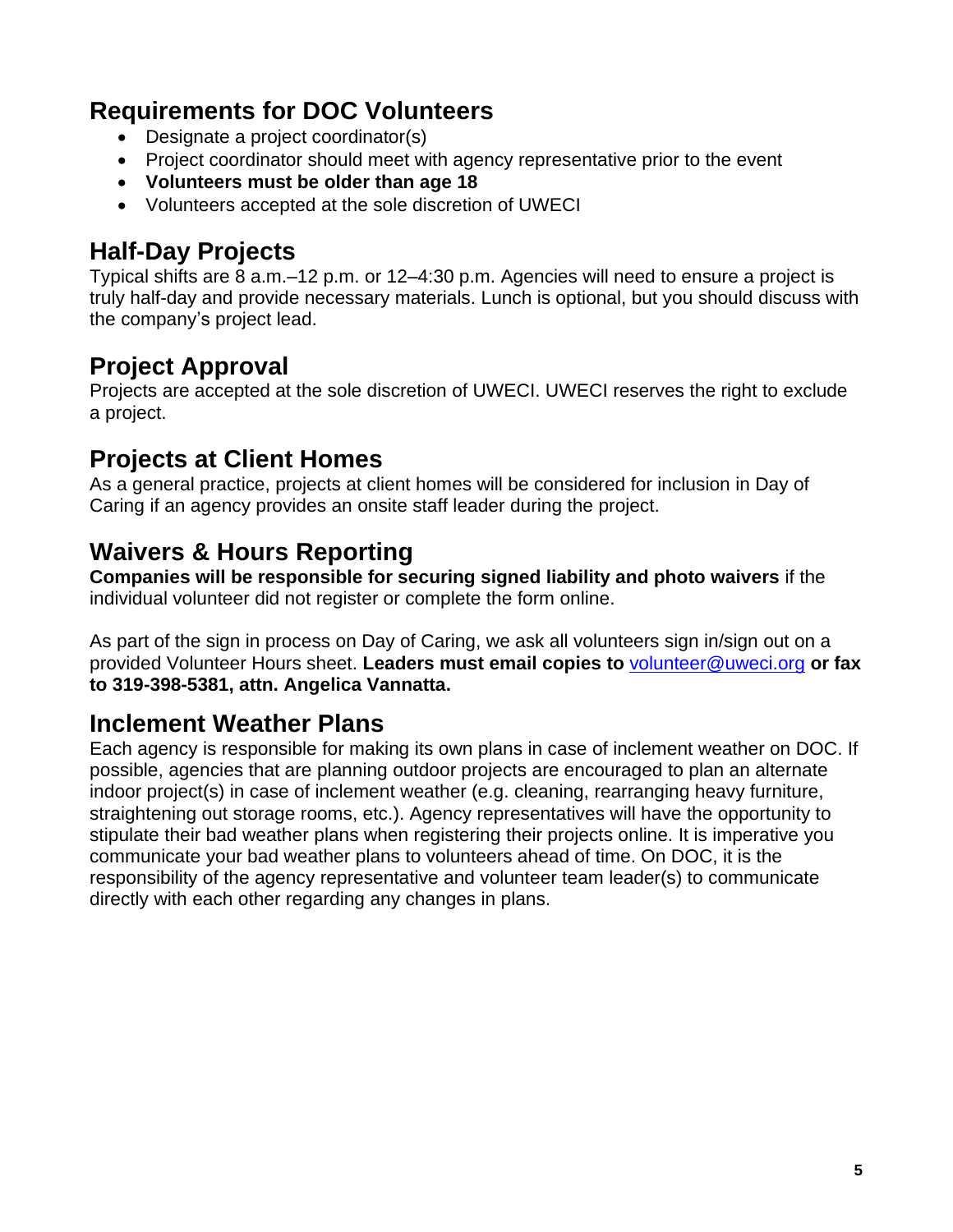## Requirements for DOC Volunteers

- Designate a project coordinator(s)
- Project coordinator should meet with agency representative prior to the event
- **Volunteers must be older than age 18**
- Volunteers accepted at the sole discretion of UWECI

## Half-Day Projects

Typical shifts are 8 a.m.–12 p.m. or 12–4:30 p.m. Agencies will need to ensure a project is truly half-day and provide necessary materials. Lunch is optional, but you should discuss with the company's project lead.

## Project Approval

Projects are accepted at the sole discretion of UWECI. UWECI reserves the right to exclude a project.

## Projects at Client Homes

As a general practice, projects at client homes will be considered for inclusion in Day of Caring if an agency provides an onsite staff leader during the project.

## Waivers & Hours Reporting

**Companies will be responsible for securing signed liability and photo waivers** if the individual volunteer did not register or complete the form online.

As part of the sign in process on Day of Caring, we ask all volunteers sign in/sign out on a provided Volunteer Hours sheet. **Leaders must email copies to** volunteer@uweci.org **or fax to 319-398-5381, attn. Angelica Vannatta.**

## Inclement Weather Plans

Each agency is responsible for making its own plans in case of inclement weather on DOC. If possible, agencies that are planning outdoor projects are encouraged to plan an alternate indoor project(s) in case of inclement weather (e.g. cleaning, rearranging heavy furniture, straightening out storage rooms, etc.). Agency representatives will have the opportunity to stipulate their bad weather plans when registering their projects online. It is imperative you communicate your bad weather plans to volunteers ahead of time. On DOC, it is the responsibility of the agency representative and volunteer team leader(s) to communicate directly with each other regarding any changes in plans.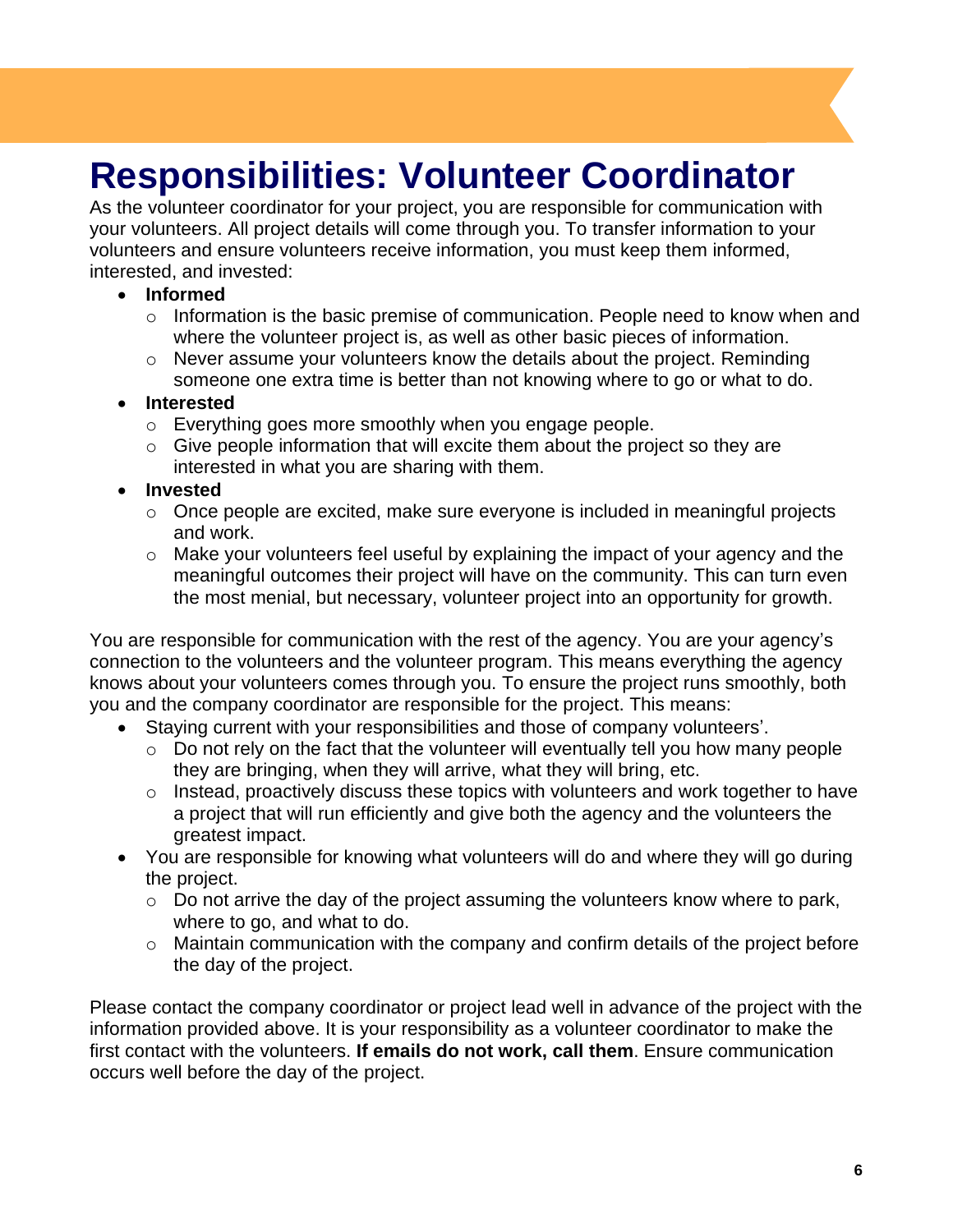# Responsibilities: Volunteer Coordinator

As the volunteer coordinator for your project, you are responsible for communication with your volunteers. All project details will come through you. To transfer information to your volunteers and ensure volunteers receive information, you must keep them informed, interested, and invested:

- **Informed**
  - Information is the basic premise of communication. People need to know when and where the volunteer project is, as well as other basic pieces of information.
  - Never assume your volunteers know the details about the project. Reminding someone one extra time is better than not knowing where to go or what to do.
- **Interested**
  - Everything goes more smoothly when you engage people.
  - Give people information that will excite them about the project so they are interested in what you are sharing with them.
- **Invested**
  - Once people are excited, make sure everyone is included in meaningful projects and work.
  - Make your volunteers feel useful by explaining the impact of your agency and the meaningful outcomes their project will have on the community. This can turn even the most menial, but necessary, volunteer project into an opportunity for growth.

You are responsible for communication with the rest of the agency. You are your agency's connection to the volunteers and the volunteer program. This means everything the agency knows about your volunteers comes through you. To ensure the project runs smoothly, both you and the company coordinator are responsible for the project. This means:

- Staying current with your responsibilities and those of company volunteers'.
  - Do not rely on the fact that the volunteer will eventually tell you how many people they are bringing, when they will arrive, what they will bring, etc.
  - Instead, proactively discuss these topics with volunteers and work together to have a project that will run efficiently and give both the agency and the volunteers the greatest impact.
- You are responsible for knowing what volunteers will do and where they will go during the project.
  - Do not arrive the day of the project assuming the volunteers know where to park, where to go, and what to do.
  - Maintain communication with the company and confirm details of the project before the day of the project.

Please contact the company coordinator or project lead well in advance of the project with the information provided above. It is your responsibility as a volunteer coordinator to make the first contact with the volunteers. **If emails do not work, call them**. Ensure communication occurs well before the day of the project.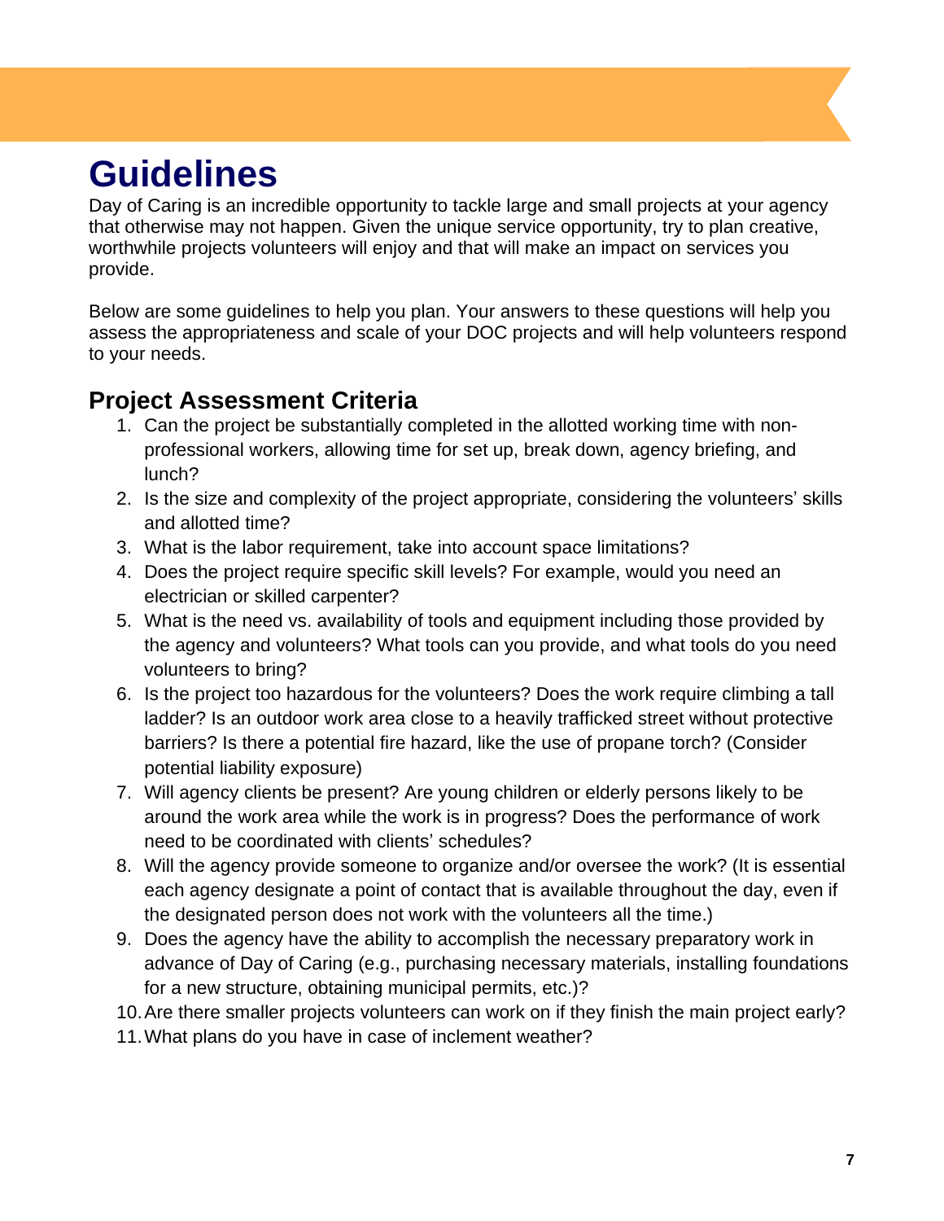# Guidelines

Day of Caring is an incredible opportunity to tackle large and small projects at your agency that otherwise may not happen. Given the unique service opportunity, try to plan creative, worthwhile projects volunteers will enjoy and that will make an impact on services you provide.

Below are some guidelines to help you plan. Your answers to these questions will help you assess the appropriateness and scale of your DOC projects and will help volunteers respond to your needs.

## Project Assessment Criteria

1. Can the project be substantially completed in the allotted working time with non-professional workers, allowing time for set up, break down, agency briefing, and lunch?
2. Is the size and complexity of the project appropriate, considering the volunteers' skills and allotted time?
3. What is the labor requirement, take into account space limitations?
4. Does the project require specific skill levels? For example, would you need an electrician or skilled carpenter?
5. What is the need vs. availability of tools and equipment including those provided by the agency and volunteers? What tools can you provide, and what tools do you need volunteers to bring?
6. Is the project too hazardous for the volunteers? Does the work require climbing a tall ladder? Is an outdoor work area close to a heavily trafficked street without protective barriers? Is there a potential fire hazard, like the use of propane torch? (Consider potential liability exposure)
7. Will agency clients be present? Are young children or elderly persons likely to be around the work area while the work is in progress? Does the performance of work need to be coordinated with clients' schedules?
8. Will the agency provide someone to organize and/or oversee the work? (It is essential each agency designate a point of contact that is available throughout the day, even if the designated person does not work with the volunteers all the time.)
9. Does the agency have the ability to accomplish the necessary preparatory work in advance of Day of Caring (e.g., purchasing necessary materials, installing foundations for a new structure, obtaining municipal permits, etc.)?
10. Are there smaller projects volunteers can work on if they finish the main project early?
11. What plans do you have in case of inclement weather?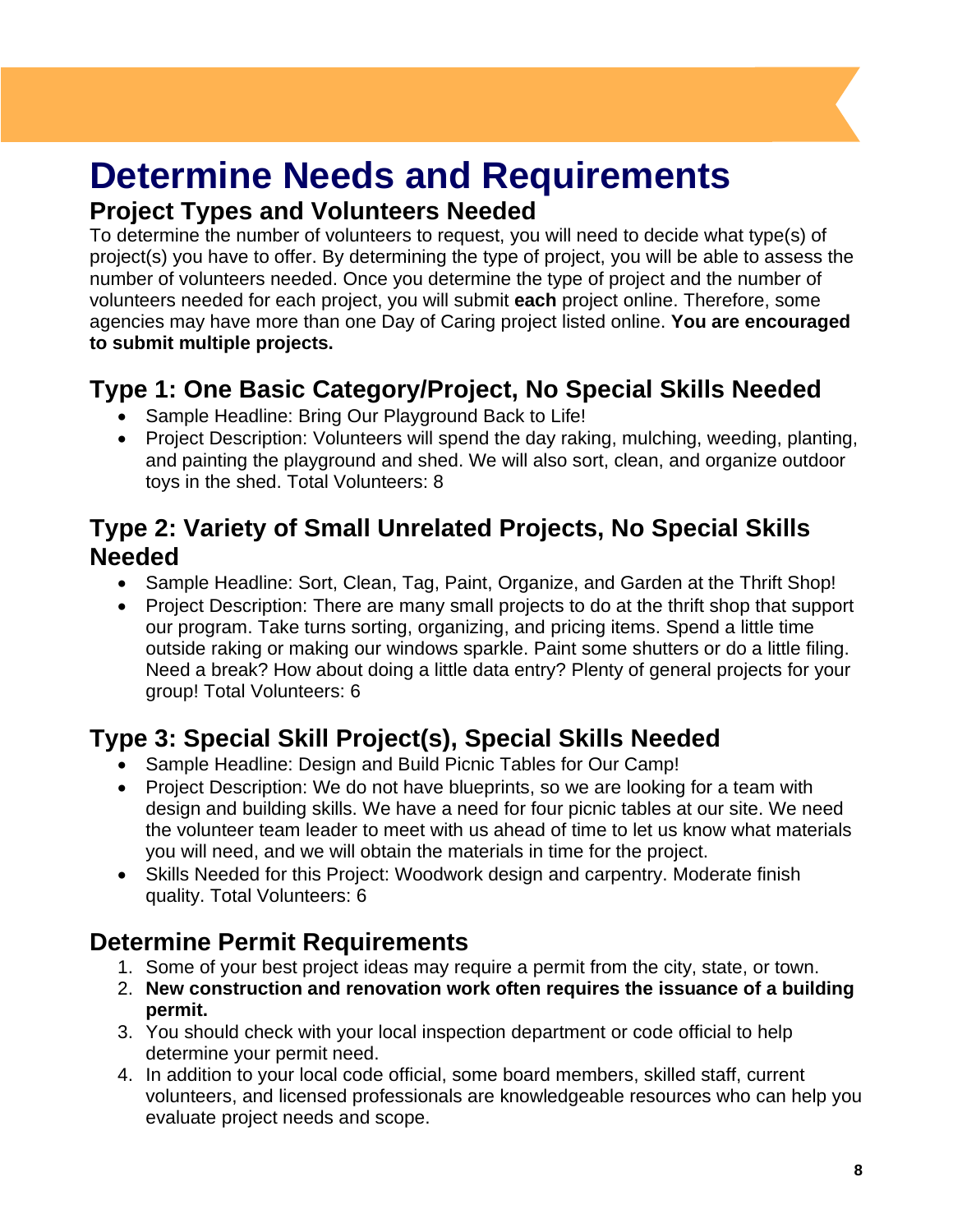# Determine Needs and Requirements

## Project Types and Volunteers Needed

To determine the number of volunteers to request, you will need to decide what type(s) of project(s) you have to offer. By determining the type of project, you will be able to assess the number of volunteers needed. Once you determine the type of project and the number of volunteers needed for each project, you will submit **each** project online. Therefore, some agencies may have more than one Day of Caring project listed online. **You are encouraged to submit multiple projects.**

## Type 1: One Basic Category/Project, No Special Skills Needed

- Sample Headline: Bring Our Playground Back to Life!
- Project Description: Volunteers will spend the day raking, mulching, weeding, planting, and painting the playground and shed. We will also sort, clean, and organize outdoor toys in the shed. Total Volunteers: 8

## Type 2: Variety of Small Unrelated Projects, No Special Skills Needed

- Sample Headline: Sort, Clean, Tag, Paint, Organize, and Garden at the Thrift Shop!
- Project Description: There are many small projects to do at the thrift shop that support our program. Take turns sorting, organizing, and pricing items. Spend a little time outside raking or making our windows sparkle. Paint some shutters or do a little filing. Need a break? How about doing a little data entry? Plenty of general projects for your group! Total Volunteers: 6

## Type 3: Special Skill Project(s), Special Skills Needed

- Sample Headline: Design and Build Picnic Tables for Our Camp!
- Project Description: We do not have blueprints, so we are looking for a team with design and building skills. We have a need for four picnic tables at our site. We need the volunteer team leader to meet with us ahead of time to let us know what materials you will need, and we will obtain the materials in time for the project.
- Skills Needed for this Project: Woodwork design and carpentry. Moderate finish quality. Total Volunteers: 6

## Determine Permit Requirements

1. Some of your best project ideas may require a permit from the city, state, or town.
2. **New construction and renovation work often requires the issuance of a building permit.**
3. You should check with your local inspection department or code official to help determine your permit need.
4. In addition to your local code official, some board members, skilled staff, current volunteers, and licensed professionals are knowledgeable resources who can help you evaluate project needs and scope.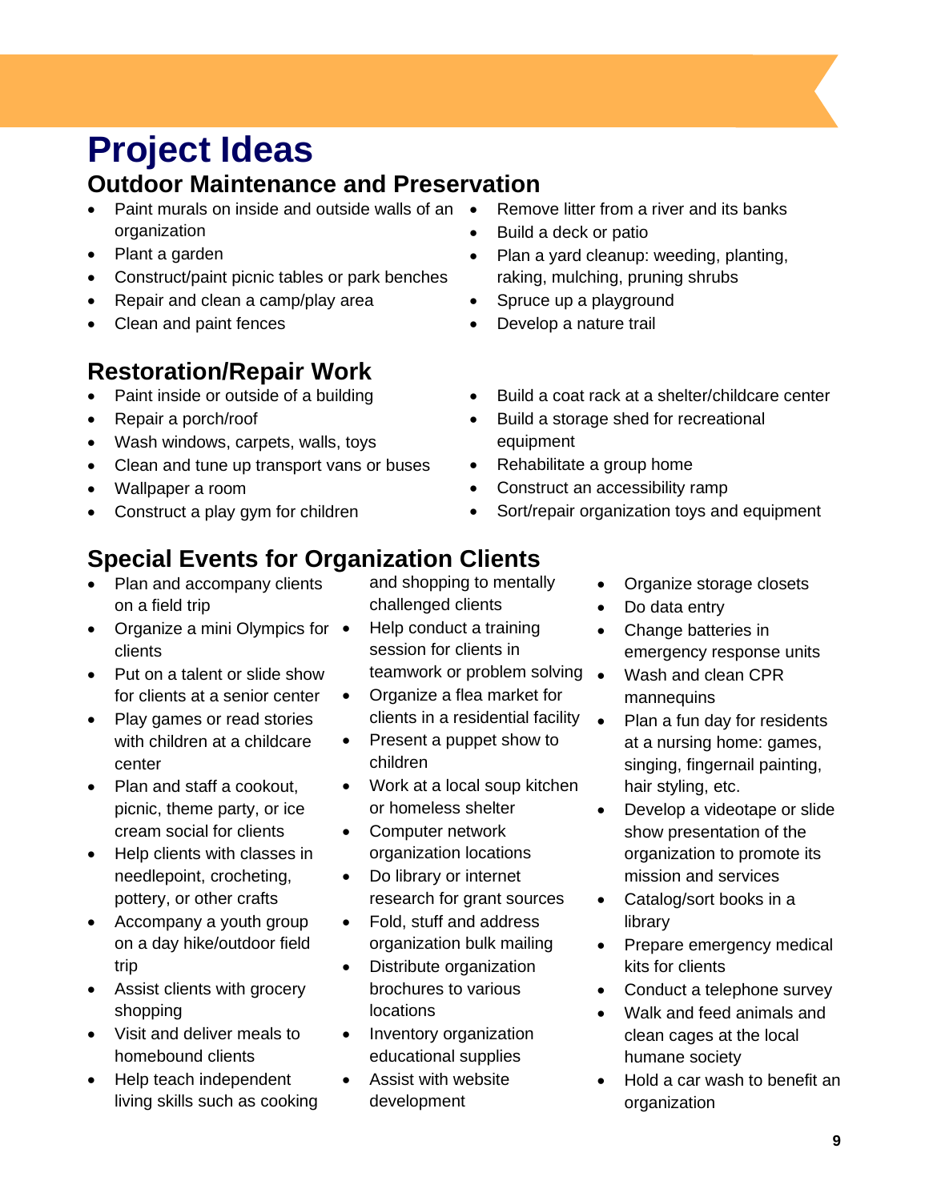# Project Ideas

## Outdoor Maintenance and Preservation

- Paint murals on inside and outside walls of an organization
- Plant a garden
- Construct/paint picnic tables or park benches
- Repair and clean a camp/play area
- Clean and paint fences
- Remove litter from a river and its banks
- Build a deck or patio
- Plan a yard cleanup: weeding, planting, raking, mulching, pruning shrubs
- Spruce up a playground
- Develop a nature trail

## Restoration/Repair Work

- Paint inside or outside of a building
- Repair a porch/roof
- Wash windows, carpets, walls, toys
- Clean and tune up transport vans or buses
- Wallpaper a room
- Construct a play gym for children
- Build a coat rack at a shelter/childcare center
- Build a storage shed for recreational equipment
- Rehabilitate a group home
- Construct an accessibility ramp
- Sort/repair organization toys and equipment

## Special Events for Organization Clients

- Plan and accompany clients on a field trip
- Organize a mini Olympics for clients
- Put on a talent or slide show for clients at a senior center
- Play games or read stories with children at a childcare center
- Plan and staff a cookout, picnic, theme party, or ice cream social for clients
- Help clients with classes in needlepoint, crocheting, pottery, or other crafts
- Accompany a youth group on a day hike/outdoor field trip
- Assist clients with grocery shopping
- Visit and deliver meals to homebound clients
- Help teach independent living skills such as cooking and shopping to mentally challenged clients
- Help conduct a training session for clients in teamwork or problem solving
- Organize a flea market for clients in a residential facility
- Present a puppet show to children
- Work at a local soup kitchen or homeless shelter
- Computer network organization locations
- Do library or internet research for grant sources
- Fold, stuff and address organization bulk mailing
- Distribute organization brochures to various locations
- Inventory organization educational supplies
- Assist with website development
- Organize storage closets
- Do data entry
- Change batteries in emergency response units
- Wash and clean CPR mannequins
- Plan a fun day for residents at a nursing home: games, singing, fingernail painting, hair styling, etc.
- Develop a videotape or slide show presentation of the organization to promote its mission and services
- Catalog/sort books in a library
- Prepare emergency medical kits for clients
- Conduct a telephone survey
- Walk and feed animals and clean cages at the local humane society
- Hold a car wash to benefit an organization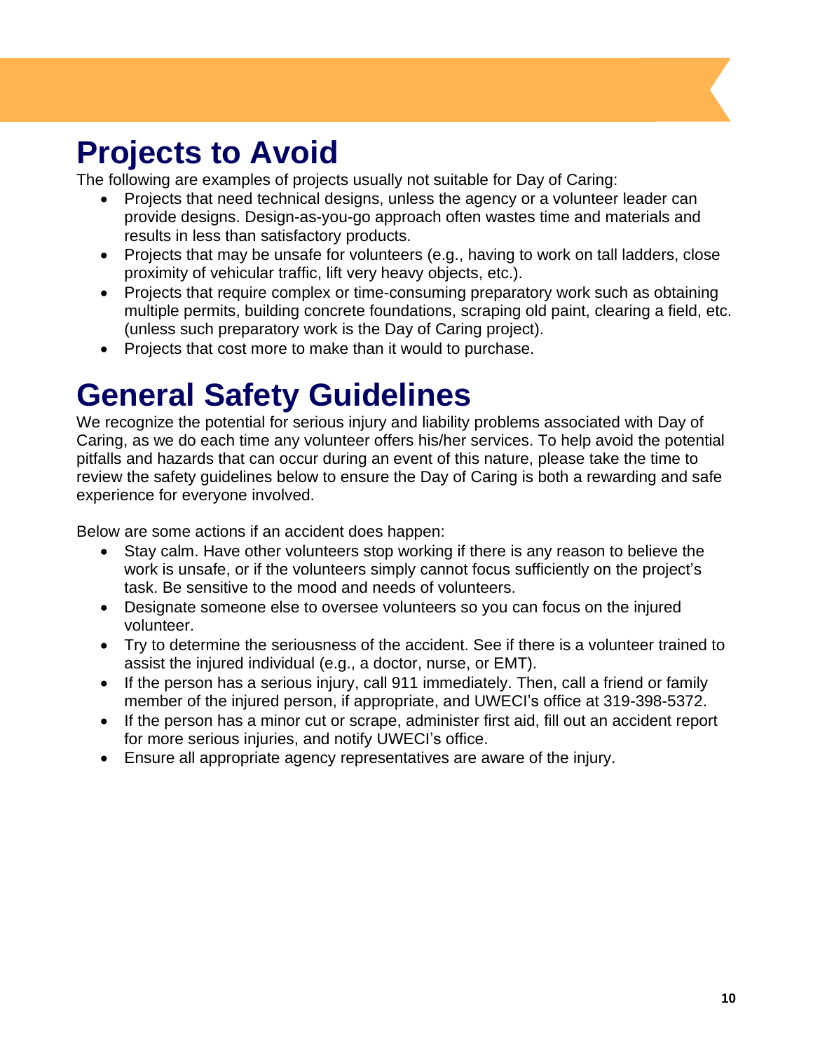# Projects to Avoid

The following are examples of projects usually not suitable for Day of Caring:

- Projects that need technical designs, unless the agency or a volunteer leader can provide designs. Design-as-you-go approach often wastes time and materials and results in less than satisfactory products.
- Projects that may be unsafe for volunteers (e.g., having to work on tall ladders, close proximity of vehicular traffic, lift very heavy objects, etc.).
- Projects that require complex or time-consuming preparatory work such as obtaining multiple permits, building concrete foundations, scraping old paint, clearing a field, etc. (unless such preparatory work is the Day of Caring project).
- Projects that cost more to make than it would to purchase.

# General Safety Guidelines

We recognize the potential for serious injury and liability problems associated with Day of Caring, as we do each time any volunteer offers his/her services. To help avoid the potential pitfalls and hazards that can occur during an event of this nature, please take the time to review the safety guidelines below to ensure the Day of Caring is both a rewarding and safe experience for everyone involved.

Below are some actions if an accident does happen:

- Stay calm. Have other volunteers stop working if there is any reason to believe the work is unsafe, or if the volunteers simply cannot focus sufficiently on the project's task. Be sensitive to the mood and needs of volunteers.
- Designate someone else to oversee volunteers so you can focus on the injured volunteer.
- Try to determine the seriousness of the accident. See if there is a volunteer trained to assist the injured individual (e.g., a doctor, nurse, or EMT).
- If the person has a serious injury, call 911 immediately. Then, call a friend or family member of the injured person, if appropriate, and UWECI's office at 319-398-5372.
- If the person has a minor cut or scrape, administer first aid, fill out an accident report for more serious injuries, and notify UWECI's office.
- Ensure all appropriate agency representatives are aware of the injury.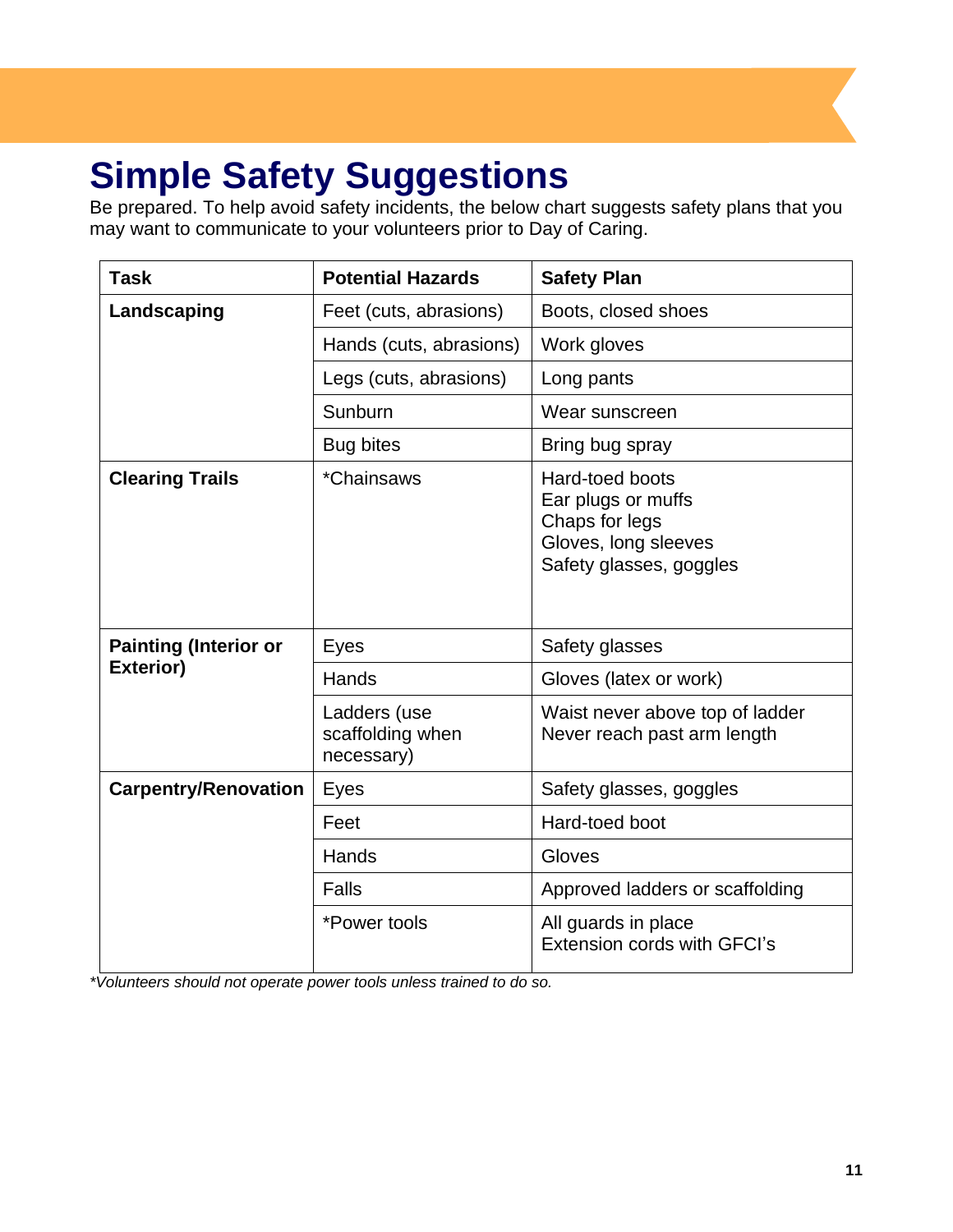# Simple Safety Suggestions

Be prepared. To help avoid safety incidents, the below chart suggests safety plans that you may want to communicate to your volunteers prior to Day of Caring.

| Task | Potential Hazards | Safety Plan |
|---|---|---|
| **Landscaping** | Feet (cuts, abrasions) | Boots, closed shoes |
| | Hands (cuts, abrasions) | Work gloves |
| | Legs (cuts, abrasions) | Long pants |
| | Sunburn | Wear sunscreen |
| | Bug bites | Bring bug spray |
| **Clearing Trails** | *Chainsaws | Hard-toed boots<br>Ear plugs or muffs<br>Chaps for legs<br>Gloves, long sleeves<br>Safety glasses, goggles |
| **Painting (Interior or Exterior)** | Eyes | Safety glasses |
| | Hands | Gloves (latex or work) |
| | Ladders (use scaffolding when necessary) | Waist never above top of ladder<br>Never reach past arm length |
| **Carpentry/Renovation** | Eyes | Safety glasses, goggles |
| | Feet | Hard-toed boot |
| | Hands | Gloves |
| | Falls | Approved ladders or scaffolding |
| | *Power tools | All guards in place<br>Extension cords with GFCI's |

*\*Volunteers should not operate power tools unless trained to do so.*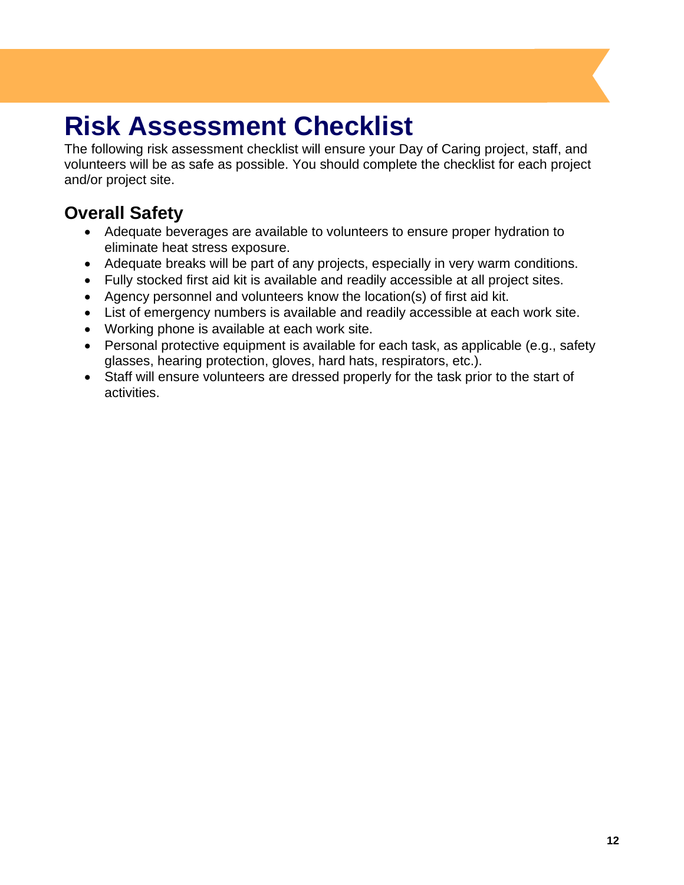# Risk Assessment Checklist

The following risk assessment checklist will ensure your Day of Caring project, staff, and volunteers will be as safe as possible. You should complete the checklist for each project and/or project site.

## Overall Safety

- Adequate beverages are available to volunteers to ensure proper hydration to eliminate heat stress exposure.
- Adequate breaks will be part of any projects, especially in very warm conditions.
- Fully stocked first aid kit is available and readily accessible at all project sites.
- Agency personnel and volunteers know the location(s) of first aid kit.
- List of emergency numbers is available and readily accessible at each work site.
- Working phone is available at each work site.
- Personal protective equipment is available for each task, as applicable (e.g., safety glasses, hearing protection, gloves, hard hats, respirators, etc.).
- Staff will ensure volunteers are dressed properly for the task prior to the start of activities.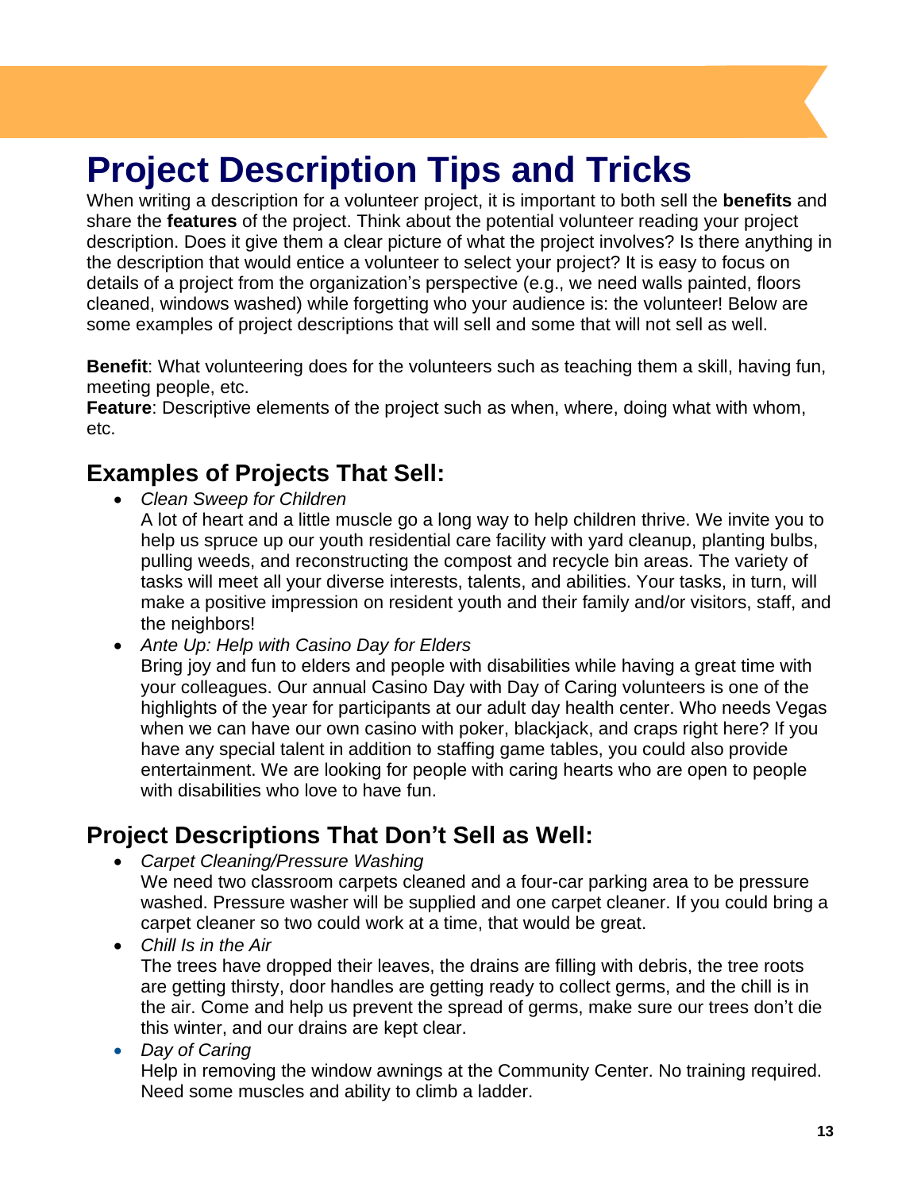# Project Description Tips and Tricks

When writing a description for a volunteer project, it is important to both sell the **benefits** and share the **features** of the project. Think about the potential volunteer reading your project description. Does it give them a clear picture of what the project involves? Is there anything in the description that would entice a volunteer to select your project? It is easy to focus on details of a project from the organization's perspective (e.g., we need walls painted, floors cleaned, windows washed) while forgetting who your audience is: the volunteer! Below are some examples of project descriptions that will sell and some that will not sell as well.

**Benefit**: What volunteering does for the volunteers such as teaching them a skill, having fun, meeting people, etc.
**Feature**: Descriptive elements of the project such as when, where, doing what with whom, etc.

## Examples of Projects That Sell:

- *Clean Sweep for Children*
  A lot of heart and a little muscle go a long way to help children thrive. We invite you to help us spruce up our youth residential care facility with yard cleanup, planting bulbs, pulling weeds, and reconstructing the compost and recycle bin areas. The variety of tasks will meet all your diverse interests, talents, and abilities. Your tasks, in turn, will make a positive impression on resident youth and their family and/or visitors, staff, and the neighbors!
- *Ante Up: Help with Casino Day for Elders*
  Bring joy and fun to elders and people with disabilities while having a great time with your colleagues. Our annual Casino Day with Day of Caring volunteers is one of the highlights of the year for participants at our adult day health center. Who needs Vegas when we can have our own casino with poker, blackjack, and craps right here? If you have any special talent in addition to staffing game tables, you could also provide entertainment. We are looking for people with caring hearts who are open to people with disabilities who love to have fun.

## Project Descriptions That Don't Sell as Well:

- *Carpet Cleaning/Pressure Washing*
  We need two classroom carpets cleaned and a four-car parking area to be pressure washed. Pressure washer will be supplied and one carpet cleaner. If you could bring a carpet cleaner so two could work at a time, that would be great.
- *Chill Is in the Air*
  The trees have dropped their leaves, the drains are filling with debris, the tree roots are getting thirsty, door handles are getting ready to collect germs, and the chill is in the air. Come and help us prevent the spread of germs, make sure our trees don't die this winter, and our drains are kept clear.
- *Day of Caring*
  Help in removing the window awnings at the Community Center. No training required. Need some muscles and ability to climb a ladder.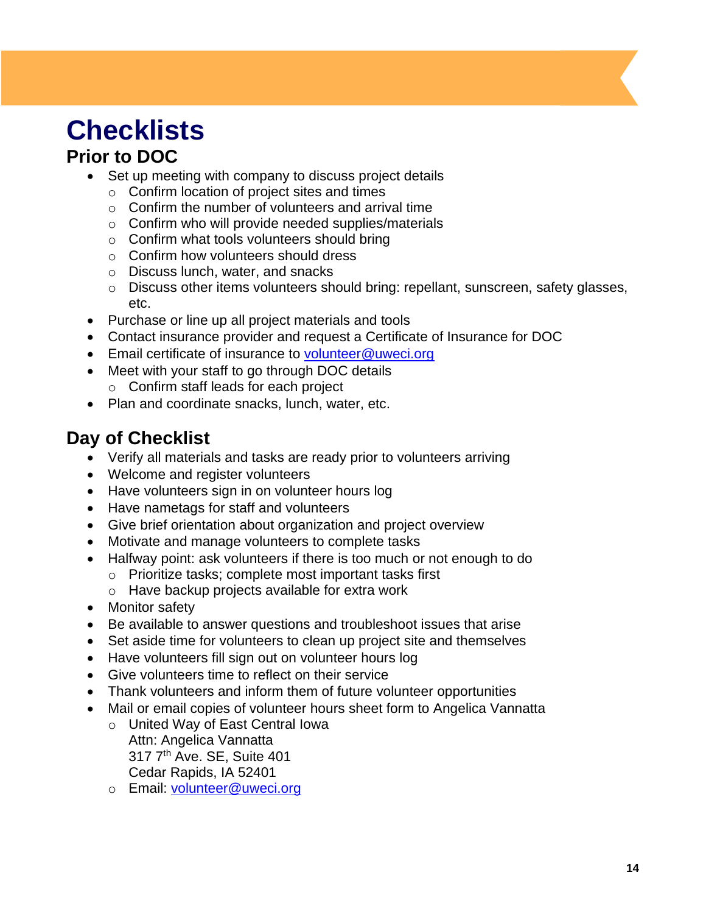# Checklists

## Prior to DOC

- Set up meeting with company to discuss project details
  - Confirm location of project sites and times
  - Confirm the number of volunteers and arrival time
  - Confirm who will provide needed supplies/materials
  - Confirm what tools volunteers should bring
  - Confirm how volunteers should dress
  - Discuss lunch, water, and snacks
  - Discuss other items volunteers should bring: repellant, sunscreen, safety glasses, etc.
- Purchase or line up all project materials and tools
- Contact insurance provider and request a Certificate of Insurance for DOC
- Email certificate of insurance to volunteer@uweci.org
- Meet with your staff to go through DOC details
  - Confirm staff leads for each project
- Plan and coordinate snacks, lunch, water, etc.

## Day of Checklist

- Verify all materials and tasks are ready prior to volunteers arriving
- Welcome and register volunteers
- Have volunteers sign in on volunteer hours log
- Have nametags for staff and volunteers
- Give brief orientation about organization and project overview
- Motivate and manage volunteers to complete tasks
- Halfway point: ask volunteers if there is too much or not enough to do
  - Prioritize tasks; complete most important tasks first
  - Have backup projects available for extra work
- Monitor safety
- Be available to answer questions and troubleshoot issues that arise
- Set aside time for volunteers to clean up project site and themselves
- Have volunteers fill sign out on volunteer hours log
- Give volunteers time to reflect on their service
- Thank volunteers and inform them of future volunteer opportunities
- Mail or email copies of volunteer hours sheet form to Angelica Vannatta
  - United Way of East Central Iowa  
    Attn: Angelica Vannatta  
    317 7th Ave. SE, Suite 401  
    Cedar Rapids, IA 52401
  - Email: volunteer@uweci.org